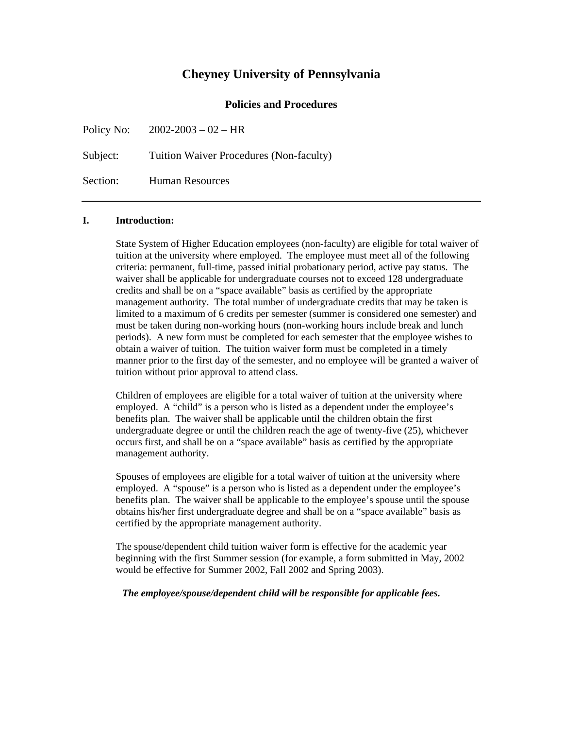# Cheyney University of Pennsylvania

## Policies and Procedures

Policy No: 2002-2003 – 02 – HR

Subject: Tuition Waiver Procedures (Non-faculty)

Section: Human Resources

---

### I. Introduction:

State System of Higher Education employees (non-faculty) are eligible for total waiver of tuition at the university where employed. The employee must meet all of the following criteria: permanent, full-time, passed initial probationary period, active pay status. The waiver shall be applicable for undergraduate courses not to exceed 128 undergraduate credits and shall be on a "space available" basis as certified by the appropriate management authority. The total number of undergraduate credits that may be taken is limited to a maximum of 6 credits per semester (summer is considered one semester) and must be taken during non-working hours (non-working hours include break and lunch periods). A new form must be completed for each semester that the employee wishes to obtain a waiver of tuition. The tuition waiver form must be completed in a timely manner prior to the first day of the semester, and no employee will be granted a waiver of tuition without prior approval to attend class.

Children of employees are eligible for a total waiver of tuition at the university where employed. A "child" is a person who is listed as a dependent under the employee's benefits plan. The waiver shall be applicable until the children obtain the first undergraduate degree or until the children reach the age of twenty-five (25), whichever occurs first, and shall be on a "space available" basis as certified by the appropriate management authority.

Spouses of employees are eligible for a total waiver of tuition at the university where employed. A "spouse" is a person who is listed as a dependent under the employee's benefits plan. The waiver shall be applicable to the employee's spouse until the spouse obtains his/her first undergraduate degree and shall be on a "space available" basis as certified by the appropriate management authority.

The spouse/dependent child tuition waiver form is effective for the academic year beginning with the first Summer session (for example, a form submitted in May, 2002 would be effective for Summer 2002, Fall 2002 and Spring 2003).

***The employee/spouse/dependent child will be responsible for applicable fees.***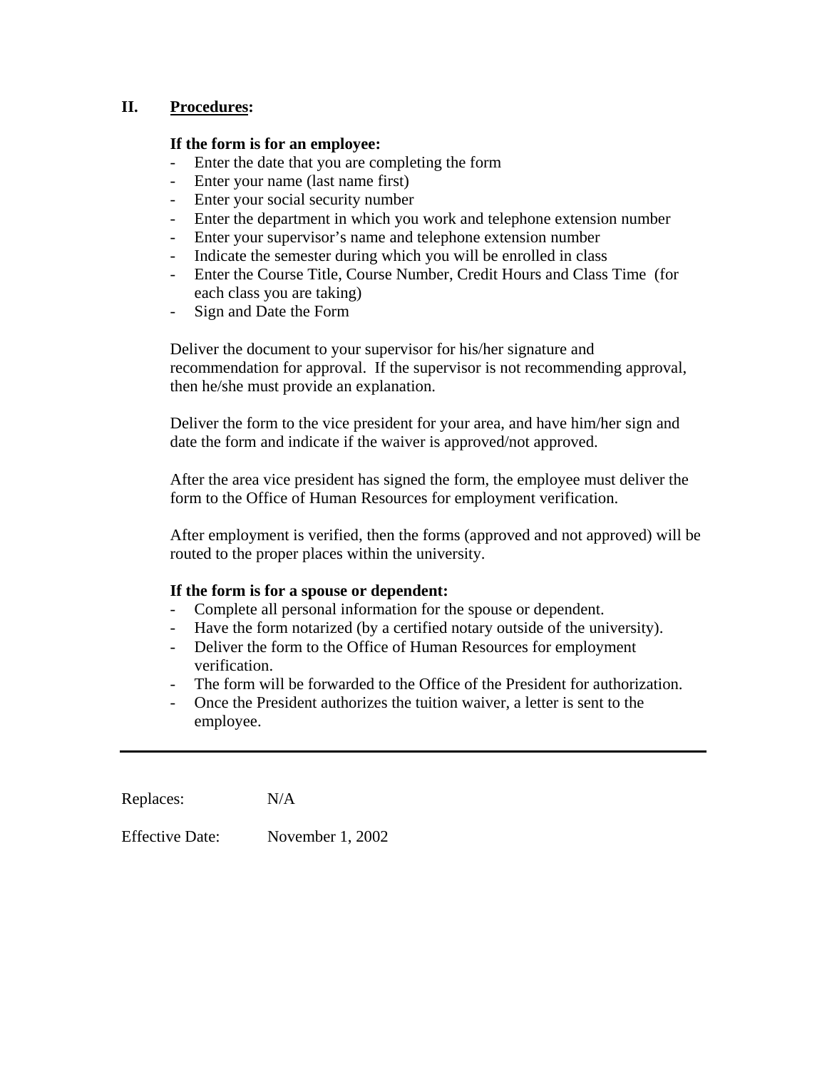## II. <u>Procedures</u>:

**If the form is for an employee:**

- Enter the date that you are completing the form
- Enter your name (last name first)
- Enter your social security number
- Enter the department in which you work and telephone extension number
- Enter your supervisor's name and telephone extension number
- Indicate the semester during which you will be enrolled in class
- Enter the Course Title, Course Number, Credit Hours and Class Time (for each class you are taking)
- Sign and Date the Form

Deliver the document to your supervisor for his/her signature and recommendation for approval. If the supervisor is not recommending approval, then he/she must provide an explanation.

Deliver the form to the vice president for your area, and have him/her sign and date the form and indicate if the waiver is approved/not approved.

After the area vice president has signed the form, the employee must deliver the form to the Office of Human Resources for employment verification.

After employment is verified, then the forms (approved and not approved) will be routed to the proper places within the university.

**If the form is for a spouse or dependent:**

- Complete all personal information for the spouse or dependent.
- Have the form notarized (by a certified notary outside of the university).
- Deliver the form to the Office of Human Resources for employment verification.
- The form will be forwarded to the Office of the President for authorization.
- Once the President authorizes the tuition waiver, a letter is sent to the employee.

---

Replaces: N/A

Effective Date: November 1, 2002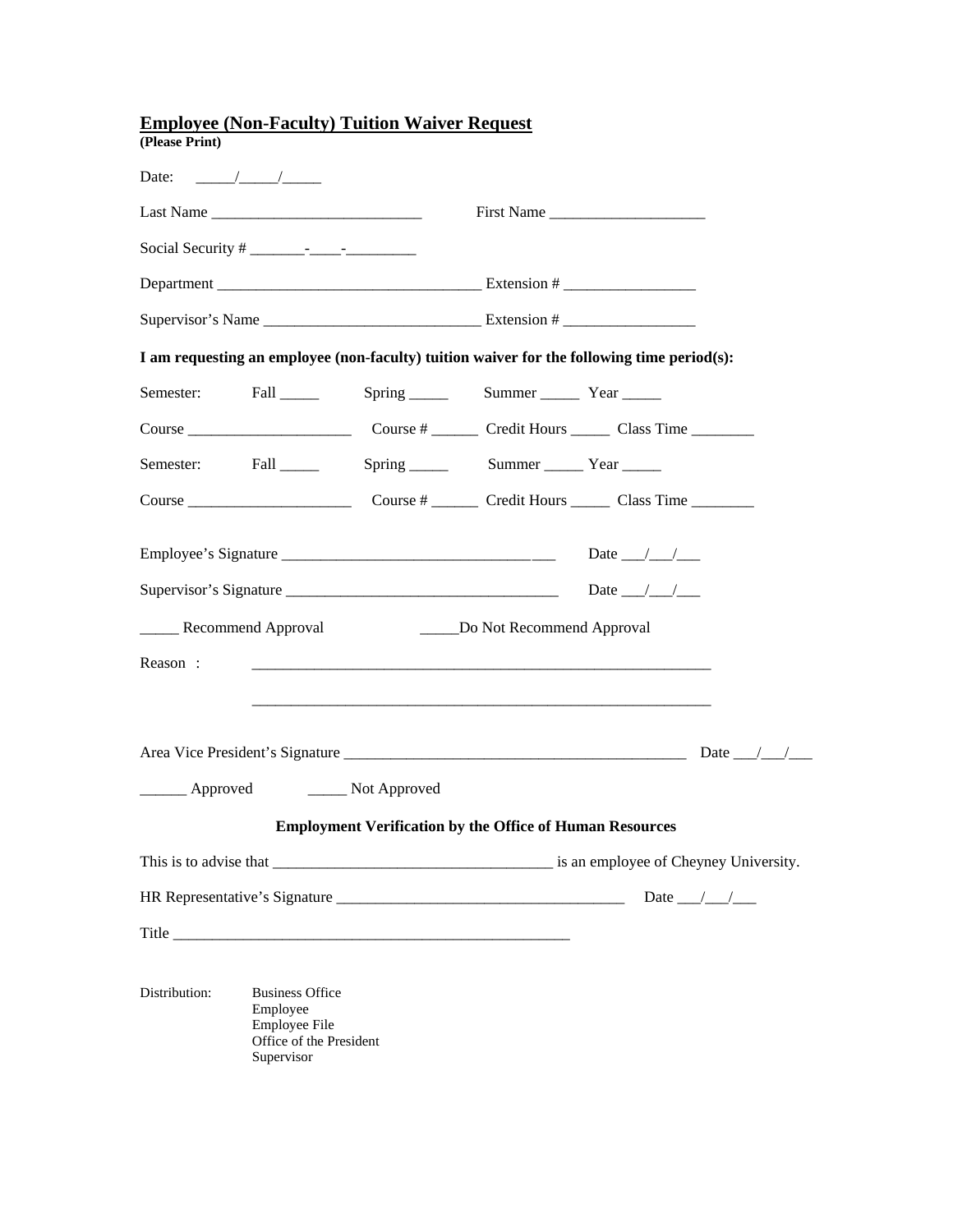# Employee (Non-Faculty) Tuition Waiver Request

**(Please Print)**

Date: _____/_____/_____

Last Name ___________________________ First Name ____________________

Social Security # _______-____-_________

Department __________________________________ Extension # _________________

Supervisor's Name ____________________________ Extension # _________________

**I am requesting an employee (non-faculty) tuition waiver for the following time period(s):**

Semester: Fall _____ Spring _____ Summer _____ Year _____

Course _____________________ Course # ______ Credit Hours _____ Class Time ________

Semester: Fall _____ Spring _____ Summer _____ Year _____

Course _____________________ Course # ______ Credit Hours _____ Class Time ________

Employee's Signature ____________________________________ Date ___/___/___

Supervisor's Signature ___________________________________ Date ___/___/___

_____ Recommend Approval _____Do Not Recommend Approval

Reason : ____________________________________________________________

____________________________________________________________

Area Vice President's Signature _____________________________________________ Date ___/___/___

______ Approved _____ Not Approved

**Employment Verification by the Office of Human Resources**

This is to advise that ____________________________________ is an employee of Cheyney University.

HR Representative's Signature _____________________________________ Date ___/___/___

Title ___________________________________________________

Distribution: Business Office
Employee
Employee File
Office of the President
Supervisor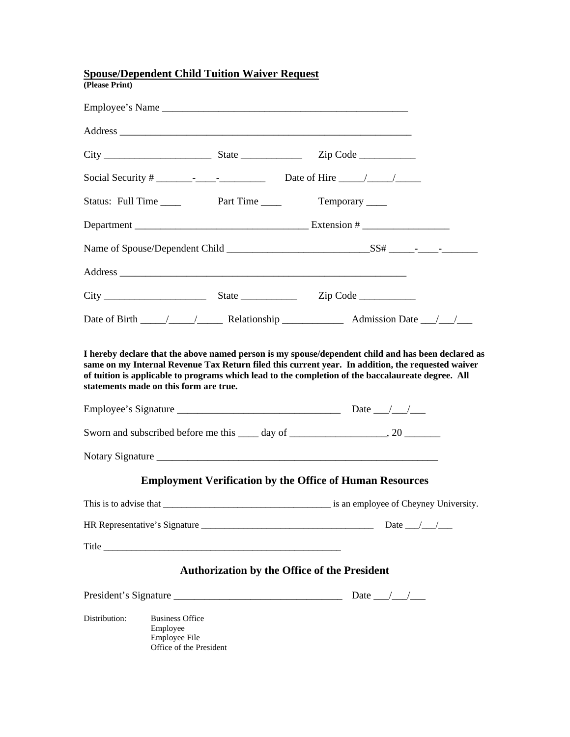## Spouse/Dependent Child Tuition Waiver Request

**(Please Print)**

Employee's Name ________________________________________________

Address _________________________________________________________

City ____________________ State ___________ Zip Code ___________

Social Security # _______-____-_________ Date of Hire _____/_____/_____

Status: Full Time ____ Part Time ____ Temporary ____

Department _________________________________ Extension # ________________

Name of Spouse/Dependent Child ___________________________SS# _____-____-_______

Address _________________________________________________________

City ____________________ State ___________ Zip Code ___________

Date of Birth _____/_____/_____ Relationship ____________ Admission Date ___/___/___

**I hereby declare that the above named person is my spouse/dependent child and has been declared as same on my Internal Revenue Tax Return filed this current year. In addition, the requested waiver of tuition is applicable to programs which lead to the completion of the baccalaureate degree. All statements made on this form are true.**

Employee's Signature _______________________________ Date ___/___/___

Sworn and subscribed before me this ____ day of __________________, 20 _______

Notary Signature _______________________________________________________

### Employment Verification by the Office of Human Resources

This is to advise that ___________________________________ is an employee of Cheyney University.

HR Representative's Signature ____________________________________ Date ___/___/___

Title __________________________________________________

### Authorization by the Office of the President

President's Signature _________________________________ Date ___/___/___

Distribution:
- Business Office
- Employee
- Employee File
- Office of the President